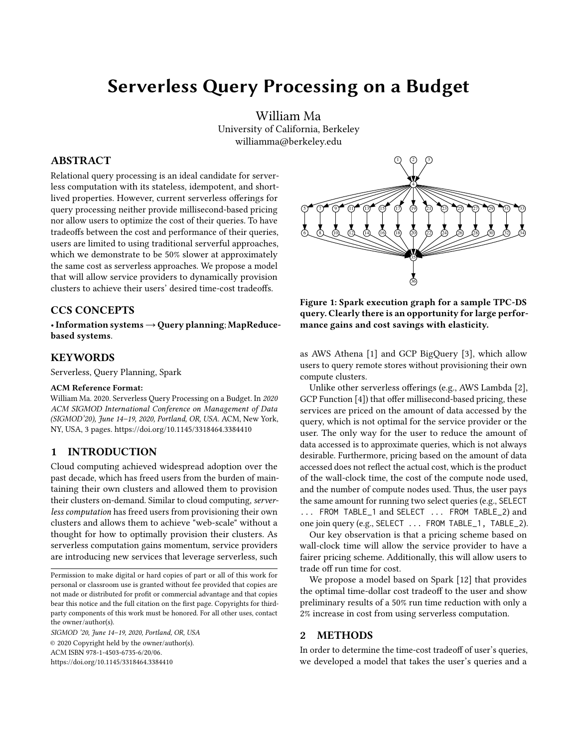# Serverless Query Processing on a Budget

William Ma
University of California, Berkeley
williamma@berkeley.edu

## ABSTRACT

Relational query processing is an ideal candidate for serverless computation with its stateless, idempotent, and short-lived properties. However, current serverless offerings for query processing neither provide millisecond-based pricing nor allow users to optimize the cost of their queries. To have tradeoffs between the cost and performance of their queries, users are limited to using traditional serverful approaches, which we demonstrate to be 50% slower at approximately the same cost as serverless approaches. We propose a model that will allow service providers to dynamically provision clusters to achieve their users' desired time-cost tradeoffs.

## CCS CONCEPTS

• **Information systems → Query planning**; **MapReduce-based systems**.

## KEYWORDS

Serverless, Query Planning, Spark

**ACM Reference Format:**
William Ma. 2020. Serverless Query Processing on a Budget. In *2020 ACM SIGMOD International Conference on Management of Data (SIGMOD'20), June 14–19, 2020, Portland, OR, USA.* ACM, New York, NY, USA, 3 pages. https://doi.org/10.1145/3318464.3384410

## 1 INTRODUCTION

Cloud computing achieved widespread adoption over the past decade, which has freed users from the burden of maintaining their own clusters and allowed them to provision their clusters on-demand. Similar to cloud computing, *serverless computation* has freed users from provisioning their own clusters and allows them to achieve "web-scale" without a thought for how to optimally provision their clusters. As serverless computation gains momentum, service providers are introducing new services that leverage serverless, such as AWS Athena [1] and GCP BigQuery [3], which allow users to query remote stores without provisioning their own compute clusters.

Permission to make digital or hard copies of part or all of this work for personal or classroom use is granted without fee provided that copies are not made or distributed for profit or commercial advantage and that copies bear this notice and the full citation on the first page. Copyrights for third-party components of this work must be honored. For all other uses, contact the owner/author(s).
*SIGMOD '20, June 14–19, 2020, Portland, OR, USA*
© 2020 Copyright held by the owner/author(s).
ACM ISBN 978-1-4503-6735-6/20/06.
https://doi.org/10.1145/3318464.3384410

**Figure 1: Spark execution graph for a sample TPC-DS query. Clearly there is an opportunity for large performance gains and cost savings with elasticity.**

Unlike other serverless offerings (e.g., AWS Lambda [2], GCP Function [4]) that offer millisecond-based pricing, these services are priced on the amount of data accessed by the query, which is not optimal for the service provider or the user. The only way for the user to reduce the amount of data accessed is to approximate queries, which is not always desirable. Furthermore, pricing based on the amount of data accessed does not reflect the actual cost, which is the product of the wall-clock time, the cost of the compute node used, and the number of compute nodes used. Thus, the user pays the same amount for running two select queries (e.g., `SELECT ... FROM TABLE_1` and `SELECT ... FROM TABLE_2`) and one join query (e.g., `SELECT ... FROM TABLE_1, TABLE_2`).

Our key observation is that a pricing scheme based on wall-clock time will allow the service provider to have a fairer pricing scheme. Additionally, this will allow users to trade off run time for cost.

We propose a model based on Spark [12] that provides the optimal time-dollar cost tradeoff to the user and show preliminary results of a 50% run time reduction with only a 2% increase in cost from using serverless computation.

## 2 METHODS

In order to determine the time-cost tradeoff of user's queries, we developed a model that takes the user's queries and a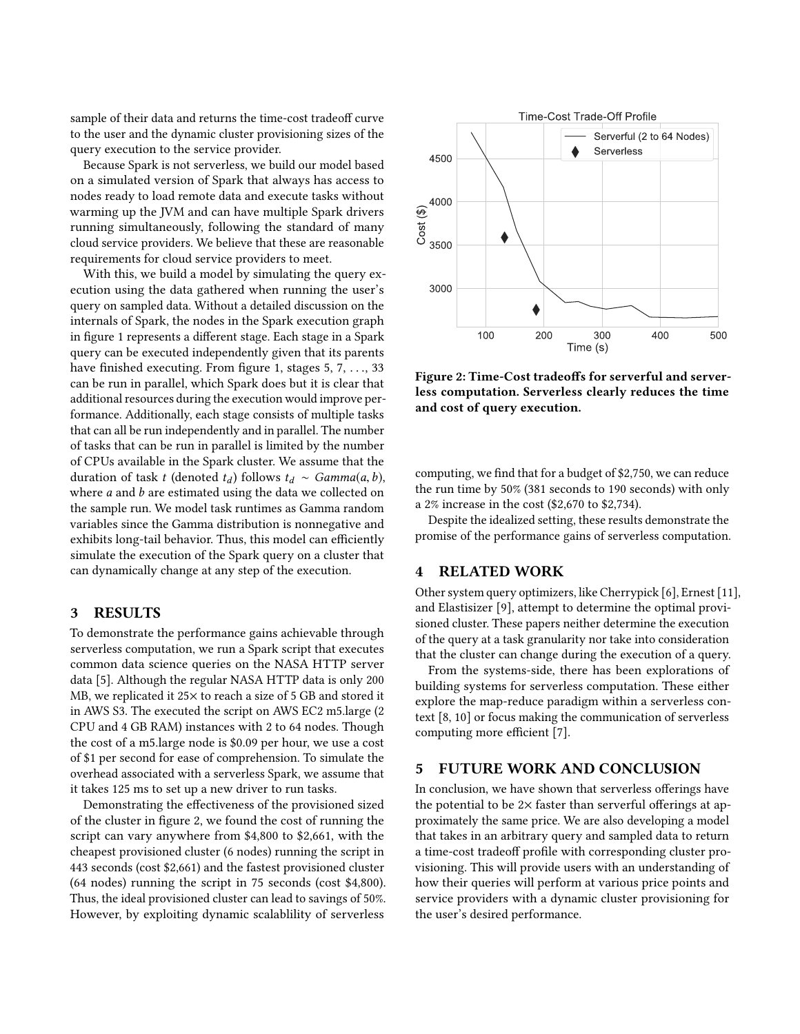sample of their data and returns the time-cost tradeoff curve to the user and the dynamic cluster provisioning sizes of the query execution to the service provider.

Because Spark is not serverless, we build our model based on a simulated version of Spark that always has access to nodes ready to load remote data and execute tasks without warming up the JVM and can have multiple Spark drivers running simultaneously, following the standard of many cloud service providers. We believe that these are reasonable requirements for cloud service providers to meet.

With this, we build a model by simulating the query execution using the data gathered when running the user's query on sampled data. Without a detailed discussion on the internals of Spark, the nodes in the Spark execution graph in figure 1 represents a different stage. Each stage in a Spark query can be executed independently given that its parents have finished executing. From figure 1, stages 5, 7, . . ., 33 can be run in parallel, which Spark does but it is clear that additional resources during the execution would improve performance. Additionally, each stage consists of multiple tasks that can all be run independently and in parallel. The number of tasks that can be run in parallel is limited by the number of CPUs available in the Spark cluster. We assume that the duration of task $t$ (denoted $t_d$) follows $t_d \sim Gamma(a, b)$, where $a$ and $b$ are estimated using the data we collected on the sample run. We model task runtimes as Gamma random variables since the Gamma distribution is nonnegative and exhibits long-tail behavior. Thus, this model can efficiently simulate the execution of the Spark query on a cluster that can dynamically change at any step of the execution.

## 3 RESULTS

To demonstrate the performance gains achievable through serverless computation, we run a Spark script that executes common data science queries on the NASA HTTP server data [5]. Although the regular NASA HTTP data is only 200 MB, we replicated it 25× to reach a size of 5 GB and stored it in AWS S3. The executed the script on AWS EC2 m5.large (2 CPU and 4 GB RAM) instances with 2 to 64 nodes. Though the cost of a m5.large node is \$0.09 per hour, we use a cost of \$1 per second for ease of comprehension. To simulate the overhead associated with a serverless Spark, we assume that it takes 125 ms to set up a new driver to run tasks.

Demonstrating the effectiveness of the provisioned sized of the cluster in figure 2, we found the cost of running the script can vary anywhere from \$4,800 to \$2,661, with the cheapest provisioned cluster (6 nodes) running the script in 443 seconds (cost \$2,661) and the fastest provisioned cluster (64 nodes) running the script in 75 seconds (cost \$4,800). Thus, the ideal provisioned cluster can lead to savings of 50%. However, by exploiting dynamic scalablility of serverless computing, we find that for a budget of \$2,750, we can reduce the run time by 50% (381 seconds to 190 seconds) with only a 2% increase in the cost (\$2,670 to \$2,734).

**Figure 2: Time-Cost tradeoffs for serverful and serverless computation. Serverless clearly reduces the time and cost of query execution.**

Despite the idealized setting, these results demonstrate the promise of the performance gains of serverless computation.

## 4 RELATED WORK

Other system query optimizers, like Cherrypick [6], Ernest [11], and Elastisizer [9], attempt to determine the optimal provisioned cluster. These papers neither determine the execution of the query at a task granularity nor take into consideration that the cluster can change during the execution of a query.

From the systems-side, there has been explorations of building systems for serverless computation. These either explore the map-reduce paradigm within a serverless context [8, 10] or focus making the communication of serverless computing more efficient [7].

## 5 FUTURE WORK AND CONCLUSION

In conclusion, we have shown that serverless offerings have the potential to be 2× faster than serverful offerings at approximately the same price. We are also developing a model that takes in an arbitrary query and sampled data to return a time-cost tradeoff profile with corresponding cluster provisioning. This will provide users with an understanding of how their queries will perform at various price points and service providers with a dynamic cluster provisioning for the user's desired performance.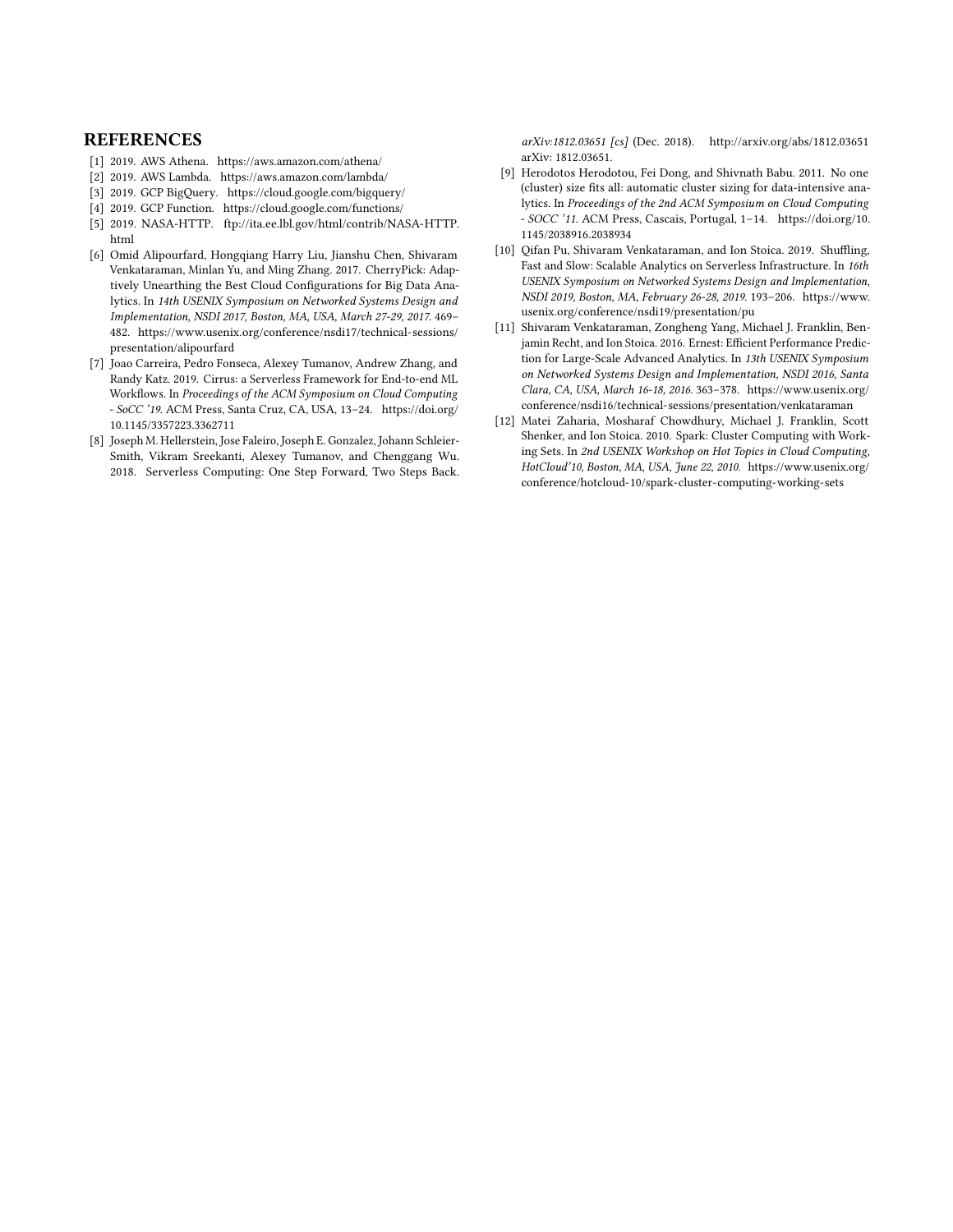## REFERENCES

- [1] 2019. AWS Athena. https://aws.amazon.com/athena/
- [2] 2019. AWS Lambda. https://aws.amazon.com/lambda/
- [3] 2019. GCP BigQuery. https://cloud.google.com/bigquery/
- [4] 2019. GCP Function. https://cloud.google.com/functions/
- [5] 2019. NASA-HTTP. ftp://ita.ee.lbl.gov/html/contrib/NASA-HTTP.html
- [6] Omid Alipourfard, Hongqiang Harry Liu, Jianshu Chen, Shivaram Venkataraman, Minlan Yu, and Ming Zhang. 2017. CherryPick: Adaptively Unearthing the Best Cloud Configurations for Big Data Analytics. In *14th USENIX Symposium on Networked Systems Design and Implementation, NSDI 2017, Boston, MA, USA, March 27-29, 2017.* 469–482. https://www.usenix.org/conference/nsdi17/technical-sessions/presentation/alipourfard
- [7] Joao Carreira, Pedro Fonseca, Alexey Tumanov, Andrew Zhang, and Randy Katz. 2019. Cirrus: a Serverless Framework for End-to-end ML Workflows. In *Proceedings of the ACM Symposium on Cloud Computing - SoCC '19.* ACM Press, Santa Cruz, CA, USA, 13–24. https://doi.org/10.1145/3357223.3362711
- [8] Joseph M. Hellerstein, Jose Faleiro, Joseph E. Gonzalez, Johann Schleier-Smith, Vikram Sreekanti, Alexey Tumanov, and Chenggang Wu. 2018. Serverless Computing: One Step Forward, Two Steps Back. *arXiv:1812.03651 [cs]* (Dec. 2018). http://arxiv.org/abs/1812.03651 arXiv: 1812.03651.
- [9] Herodotos Herodotou, Fei Dong, and Shivnath Babu. 2011. No one (cluster) size fits all: automatic cluster sizing for data-intensive analytics. In *Proceedings of the 2nd ACM Symposium on Cloud Computing - SOCC '11.* ACM Press, Cascais, Portugal, 1–14. https://doi.org/10.1145/2038916.2038934
- [10] Qifan Pu, Shivaram Venkataraman, and Ion Stoica. 2019. Shuffling, Fast and Slow: Scalable Analytics on Serverless Infrastructure. In *16th USENIX Symposium on Networked Systems Design and Implementation, NSDI 2019, Boston, MA, February 26-28, 2019.* 193–206. https://www.usenix.org/conference/nsdi19/presentation/pu
- [11] Shivaram Venkataraman, Zongheng Yang, Michael J. Franklin, Benjamin Recht, and Ion Stoica. 2016. Ernest: Efficient Performance Prediction for Large-Scale Advanced Analytics. In *13th USENIX Symposium on Networked Systems Design and Implementation, NSDI 2016, Santa Clara, CA, USA, March 16-18, 2016.* 363–378. https://www.usenix.org/conference/nsdi16/technical-sessions/presentation/venkataraman
- [12] Matei Zaharia, Mosharaf Chowdhury, Michael J. Franklin, Scott Shenker, and Ion Stoica. 2010. Spark: Cluster Computing with Working Sets. In *2nd USENIX Workshop on Hot Topics in Cloud Computing, HotCloud'10, Boston, MA, USA, June 22, 2010.* https://www.usenix.org/conference/hotcloud-10/spark-cluster-computing-working-sets